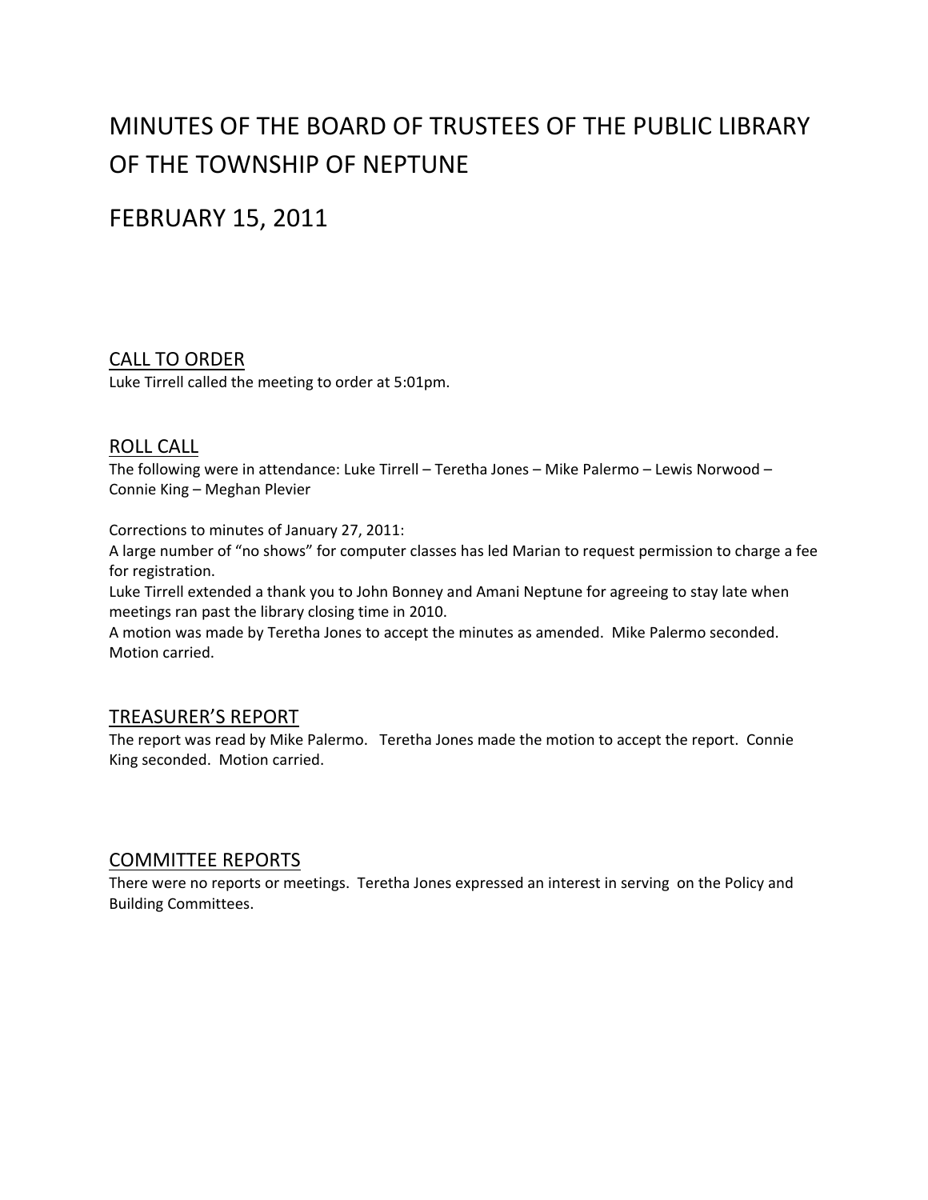# MINUTES OF THE BOARD OF TRUSTEES OF THE PUBLIC LIBRARY OF THE TOWNSHIP OF NEPTUNE

## FEBRUARY 15, 2011

### CALL TO ORDER

Luke Tirrell called the meeting to order at 5:01pm.

### ROLL CALL

The following were in attendance: Luke Tirrell – Teretha Jones – Mike Palermo – Lewis Norwood – Connie King – Meghan Plevier

Corrections to minutes of January 27, 2011:
A large number of "no shows" for computer classes has led Marian to request permission to charge a fee for registration.
Luke Tirrell extended a thank you to John Bonney and Amani Neptune for agreeing to stay late when meetings ran past the library closing time in 2010.
A motion was made by Teretha Jones to accept the minutes as amended. Mike Palermo seconded. Motion carried.

### TREASURER'S REPORT

The report was read by Mike Palermo. Teretha Jones made the motion to accept the report. Connie King seconded. Motion carried.

### COMMITTEE REPORTS

There were no reports or meetings. Teretha Jones expressed an interest in serving on the Policy and Building Committees.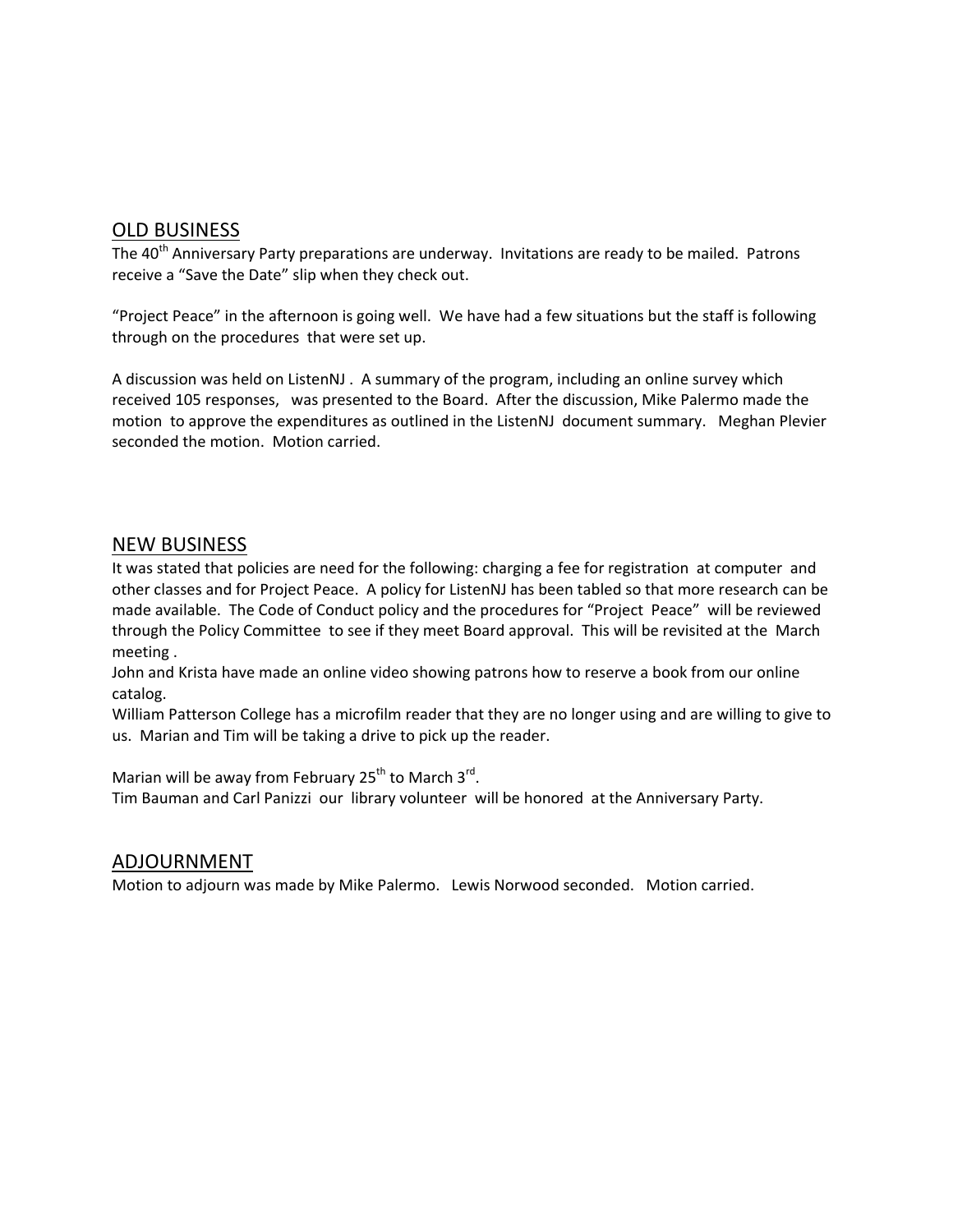## OLD BUSINESS

The 40th Anniversary Party preparations are underway. Invitations are ready to be mailed. Patrons receive a "Save the Date" slip when they check out.

"Project Peace" in the afternoon is going well. We have had a few situations but the staff is following through on the procedures that were set up.

A discussion was held on ListenNJ . A summary of the program, including an online survey which received 105 responses, was presented to the Board. After the discussion, Mike Palermo made the motion to approve the expenditures as outlined in the ListenNJ document summary. Meghan Plevier seconded the motion. Motion carried.

## NEW BUSINESS

It was stated that policies are need for the following: charging a fee for registration at computer and other classes and for Project Peace. A policy for ListenNJ has been tabled so that more research can be made available. The Code of Conduct policy and the procedures for "Project Peace" will be reviewed through the Policy Committee to see if they meet Board approval. This will be revisited at the March meeting .

John and Krista have made an online video showing patrons how to reserve a book from our online catalog.

William Patterson College has a microfilm reader that they are no longer using and are willing to give to us. Marian and Tim will be taking a drive to pick up the reader.

Marian will be away from February 25th to March 3rd.

Tim Bauman and Carl Panizzi our library volunteer will be honored at the Anniversary Party.

## ADJOURNMENT

Motion to adjourn was made by Mike Palermo. Lewis Norwood seconded. Motion carried.